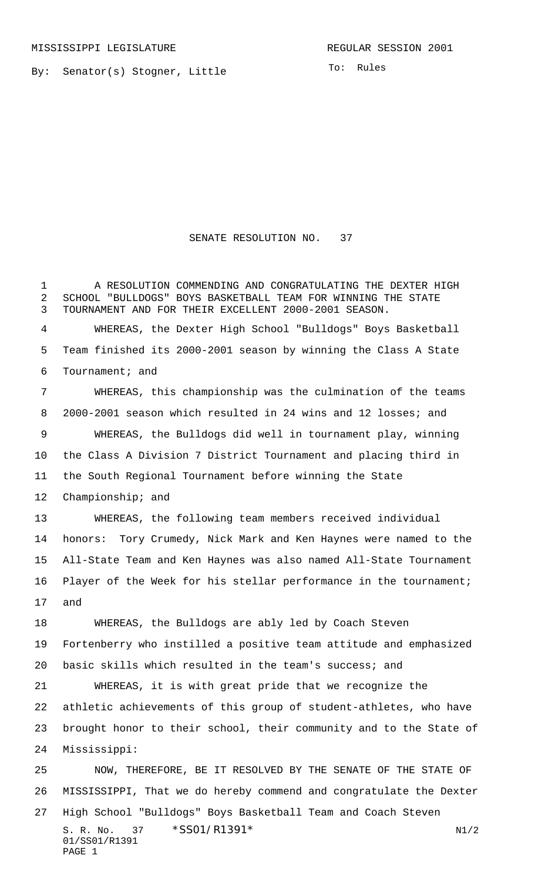MISSISSIPPI LEGISLATURE — REGULAR SESSION 2001

By: Senator(s) Stogner, Little

To: Rules

# SENATE RESOLUTION NO. 37

A RESOLUTION COMMENDING AND CONGRATULATING THE DEXTER HIGH SCHOOL "BULLDOGS" BOYS BASKETBALL TEAM FOR WINNING THE STATE TOURNAMENT AND FOR THEIR EXCELLENT 2000-2001 SEASON.

WHEREAS, the Dexter High School "Bulldogs" Boys Basketball Team finished its 2000-2001 season by winning the Class A State Tournament; and

WHEREAS, this championship was the culmination of the teams 2000-2001 season which resulted in 24 wins and 12 losses; and

WHEREAS, the Bulldogs did well in tournament play, winning the Class A Division 7 District Tournament and placing third in the South Regional Tournament before winning the State Championship; and

WHEREAS, the following team members received individual honors: Tory Crumedy, Nick Mark and Ken Haynes were named to the All-State Team and Ken Haynes was also named All-State Tournament Player of the Week for his stellar performance in the tournament; and

WHEREAS, the Bulldogs are ably led by Coach Steven Fortenberry who instilled a positive team attitude and emphasized basic skills which resulted in the team's success; and

WHEREAS, it is with great pride that we recognize the athletic achievements of this group of student-athletes, who have brought honor to their school, their community and to the State of Mississippi:

NOW, THEREFORE, BE IT RESOLVED BY THE SENATE OF THE STATE OF MISSISSIPPI, That we do hereby commend and congratulate the Dexter High School "Bulldogs" Boys Basketball Team and Coach Steven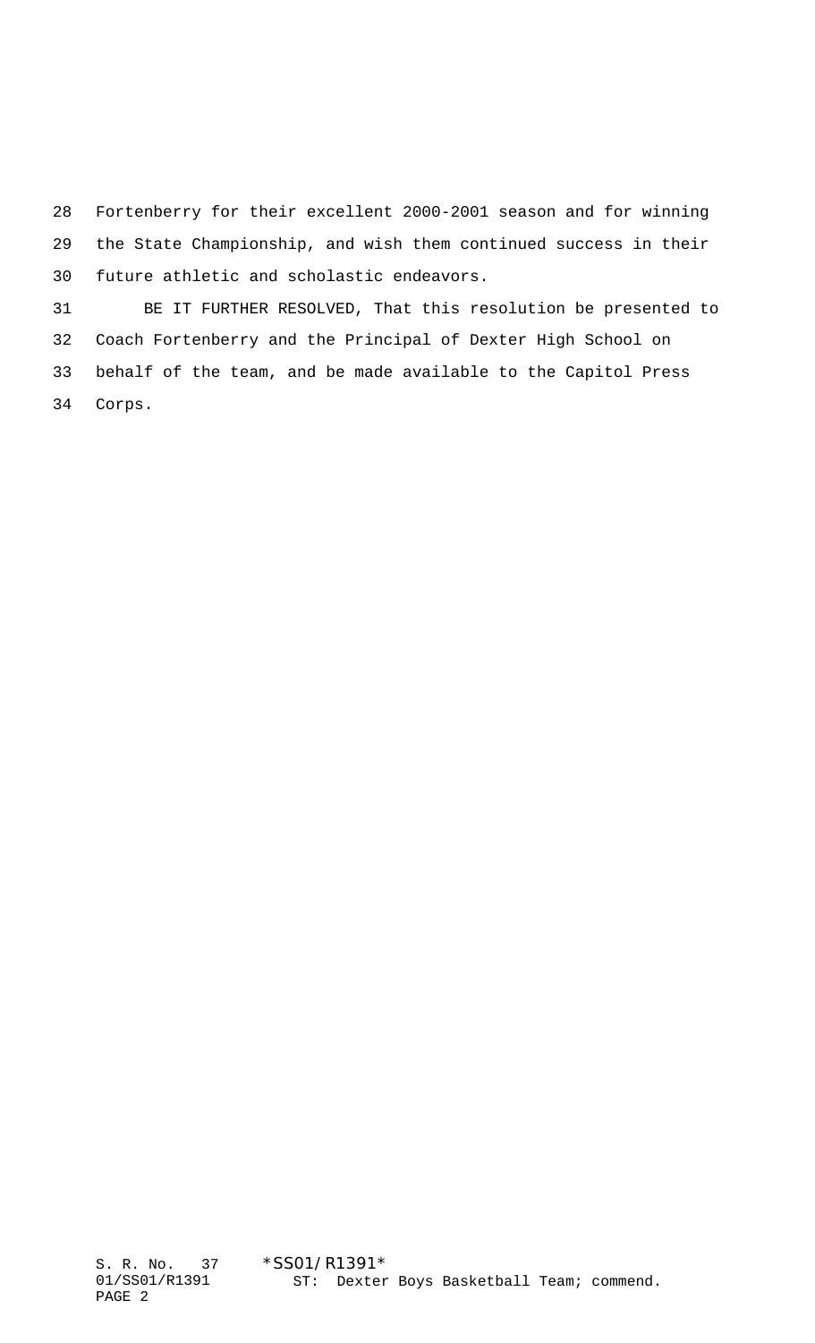Fortenberry for their excellent 2000-2001 season and for winning the State Championship, and wish them continued success in their future athletic and scholastic endeavors.

BE IT FURTHER RESOLVED, That this resolution be presented to Coach Fortenberry and the Principal of Dexter High School on behalf of the team, and be made available to the Capitol Press Corps.